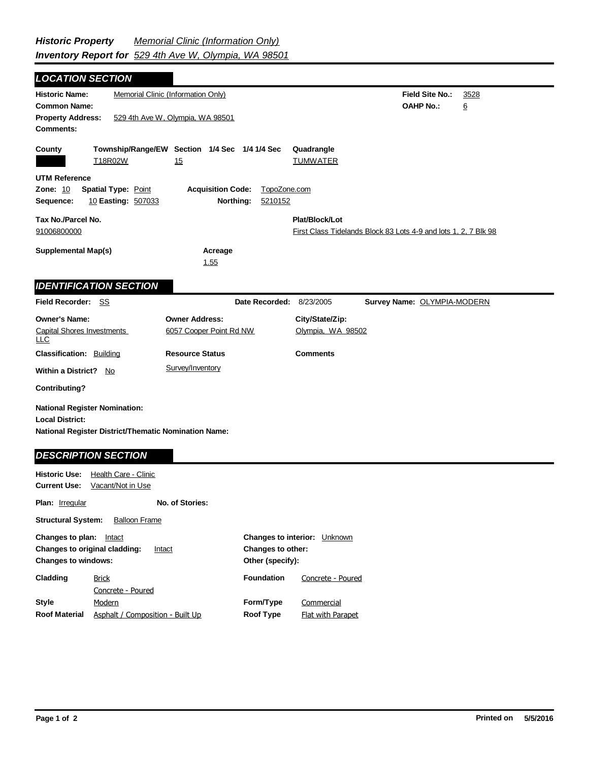***Historic Property Inventory Report for*** *Memorial Clinic (Information Only)*
*529 4th Ave W, Olympia, WA 98501*

## LOCATION SECTION

**Historic Name:** Memorial Clinic (Information Only)
**Common Name:**
**Property Address:** 529 4th Ave W, Olympia, WA 98501
**Comments:**

**Field Site No.:** 3528
**OAHP No.:** 6

| County | Township/Range/EW | Section | 1/4 Sec | 1/4 1/4 Sec | Quadrangle |
|---|---|---|---|---|---|
| | T18R02W | 15 | | | TUMWATER |

**UTM Reference**
**Zone:** 10 **Spatial Type:** Point **Acquisition Code:** TopoZone.com
**Sequence:** 10 **Easting:** 507033 **Northing:** 5210152

**Tax No./Parcel No.**
91006800000

**Plat/Block/Lot**
First Class Tidelands Block 83 Lots 4-9 and lots 1, 2, 7 Blk 98

**Supplemental Map(s)**

**Acreage**
1.55

## IDENTIFICATION SECTION

**Field Recorder:** SS **Date Recorded:** 8/23/2005 **Survey Name:** OLYMPIA-MODERN

| Owner's Name: | Owner Address: | City/State/Zip: |
|---|---|---|
| Capital Shores Investments LLC | 6057 Cooper Point Rd NW | Olympia, WA 98502 |

**Classification:** Building
**Resource Status:** Survey/Inventory
**Comments**
**Within a District?** No

**Contributing?**

**National Register Nomination:**
**Local District:**
**National Register District/Thematic Nomination Name:**

## DESCRIPTION SECTION

**Historic Use:** Health Care - Clinic
**Current Use:** Vacant/Not in Use

**Plan:** Irregular **No. of Stories:**

**Structural System:** Balloon Frame

**Changes to plan:** Intact
**Changes to original cladding:** Intact
**Changes to windows:**

**Changes to interior:** Unknown
**Changes to other:**
**Other (specify):**

**Cladding:** Brick, Concrete - Poured
**Foundation:** Concrete - Poured
**Style:** Modern
**Form/Type:** Commercial
**Roof Material:** Asphalt / Composition - Built Up
**Roof Type:** Flat with Parapet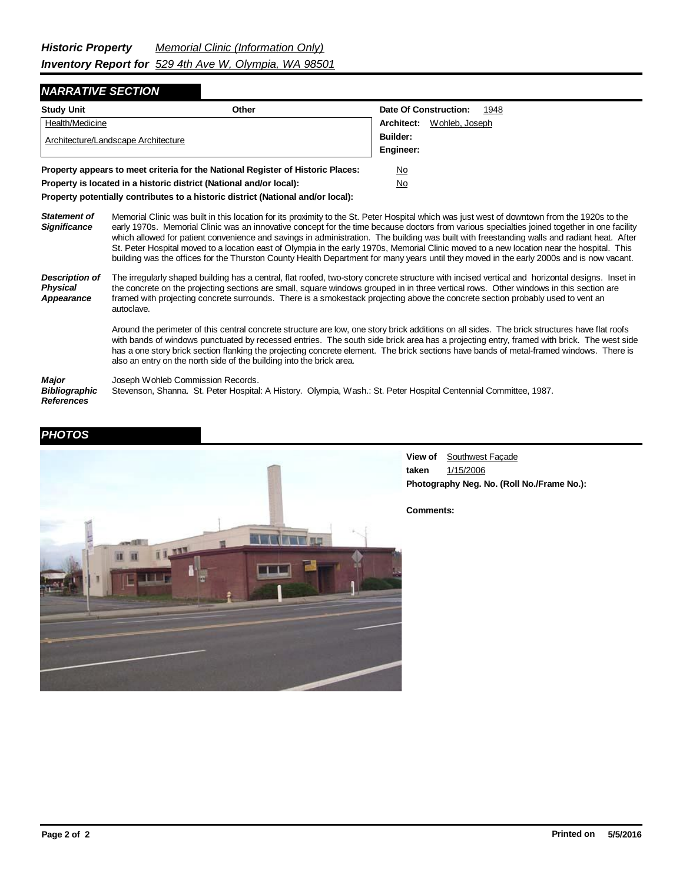**Historic Property Inventory Report for** *Memorial Clinic (Information Only)*
*529 4th Ave W, Olympia, WA 98501*

## NARRATIVE SECTION

| Study Unit | Other | |
|---|---|---|
| Health/Medicine | | **Date Of Construction:** 1948 |
| Architecture/Landscape Architecture | | **Architect:** Wohleb, Joseph |
| | | **Builder:** |
| | | **Engineer:** |

**Property appears to meet criteria for the National Register of Historic Places:** No

**Property is located in a historic district (National and/or local):** No

**Property potentially contributes to a historic district (National and/or local):**

***Statement of Significance***

Memorial Clinic was built in this location for its proximity to the St. Peter Hospital which was just west of downtown from the 1920s to the early 1970s. Memorial Clinic was an innovative concept for the time because doctors from various specialties joined together in one facility which allowed for patient convenience and savings in administration. The building was built with freestanding walls and radiant heat. After St. Peter Hospital moved to a location east of Olympia in the early 1970s, Memorial Clinic moved to a new location near the hospital. This building was the offices for the Thurston County Health Department for many years until they moved in the early 2000s and is now vacant.

***Description of Physical Appearance***

The irregularly shaped building has a central, flat roofed, two-story concrete structure with incised vertical and horizontal designs. Inset in the concrete on the projecting sections are small, square windows grouped in in three vertical rows. Other windows in this section are framed with projecting concrete surrounds. There is a smokestack projecting above the concrete section probably used to vent an autoclave.

Around the perimeter of this central concrete structure are low, one story brick additions on all sides. The brick structures have flat roofs with bands of windows punctuated by recessed entries. The south side brick area has a projecting entry, framed with brick. The west side has a one story brick section flanking the projecting concrete element. The brick sections have bands of metal-framed windows. There is also an entry on the north side of the building into the brick area.

***Major Bibliographic References***

Joseph Wohleb Commission Records.
Stevenson, Shanna. St. Peter Hospital: A History. Olympia, Wash.: St. Peter Hospital Centennial Committee, 1987.

## PHOTOS

**View of** Southwest Façade
**taken** 1/15/2006
**Photography Neg. No. (Roll No./Frame No.):**

**Comments:**

**Printed on** 5/5/2016